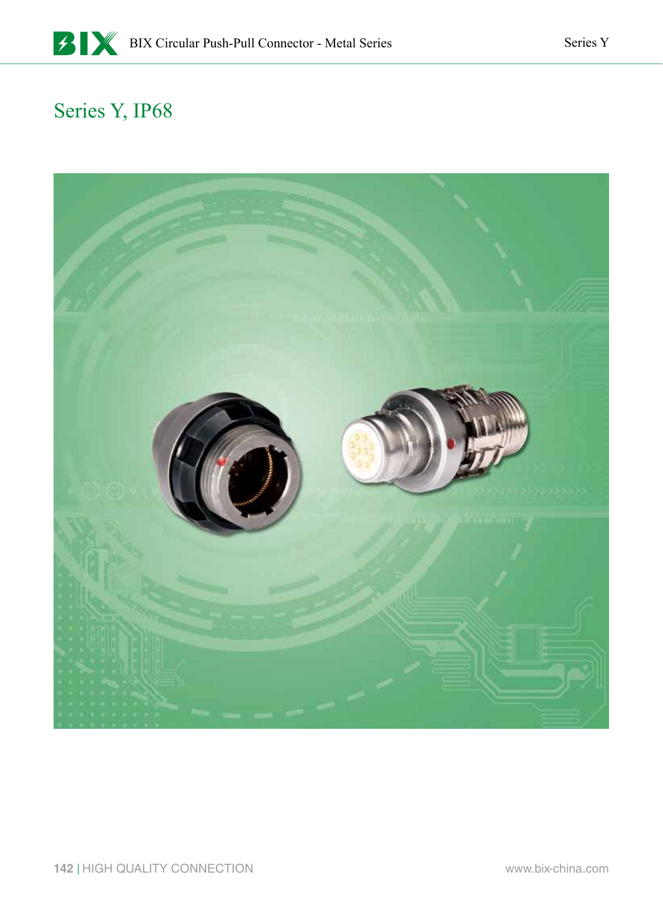# Series Y, IP68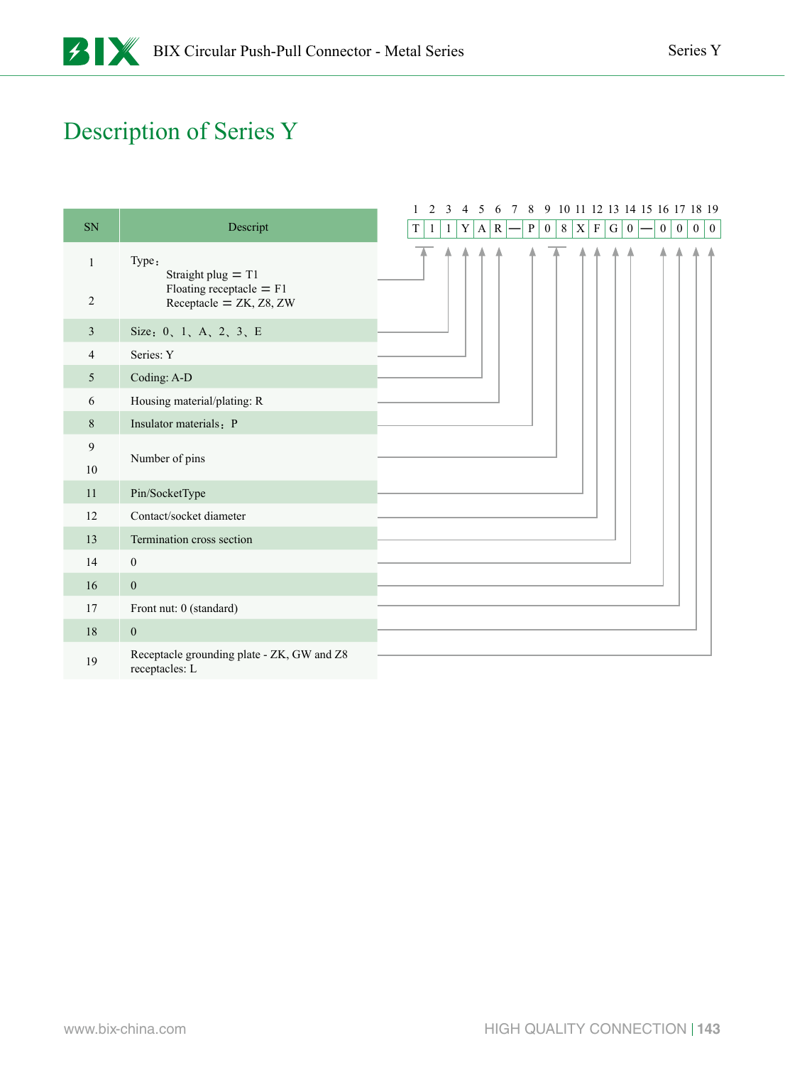# Description of Series Y

| 1 | 2 | 3 | 4 | 5 | 6 | 7 | 8 | 9 | 10 | 11 | 12 | 13 | 14 | 15 | 16 | 17 | 18 | 19 |
|---|---|---|---|---|---|---|---|---|---|---|---|---|---|---|---|---|---|---|
| T | 1 | 1 | Y | A | R | — | P | 0 | 8 | X | F | G | 0 | — | 0 | 0 | 0 | 0 |

| SN | Descript |
|---|---|
| 1<br>2 | Type：<br>Straight plug ＝ T1<br>Floating receptacle ＝ F1<br>Receptacle ＝ ZK, Z8, ZW |
| 3 | Size：0、1、A、2、3、E |
| 4 | Series: Y |
| 5 | Coding: A-D |
| 6 | Housing material/plating: R |
| 8 | Insulator materials：P |
| 9<br>10 | Number of pins |
| 11 | Pin/SocketType |
| 12 | Contact/socket diameter |
| 13 | Termination cross section |
| 14 | 0 |
| 16 | 0 |
| 17 | Front nut: 0 (standard) |
| 18 | 0 |
| 19 | Receptacle grounding plate - ZK, GW and Z8 receptacles: L |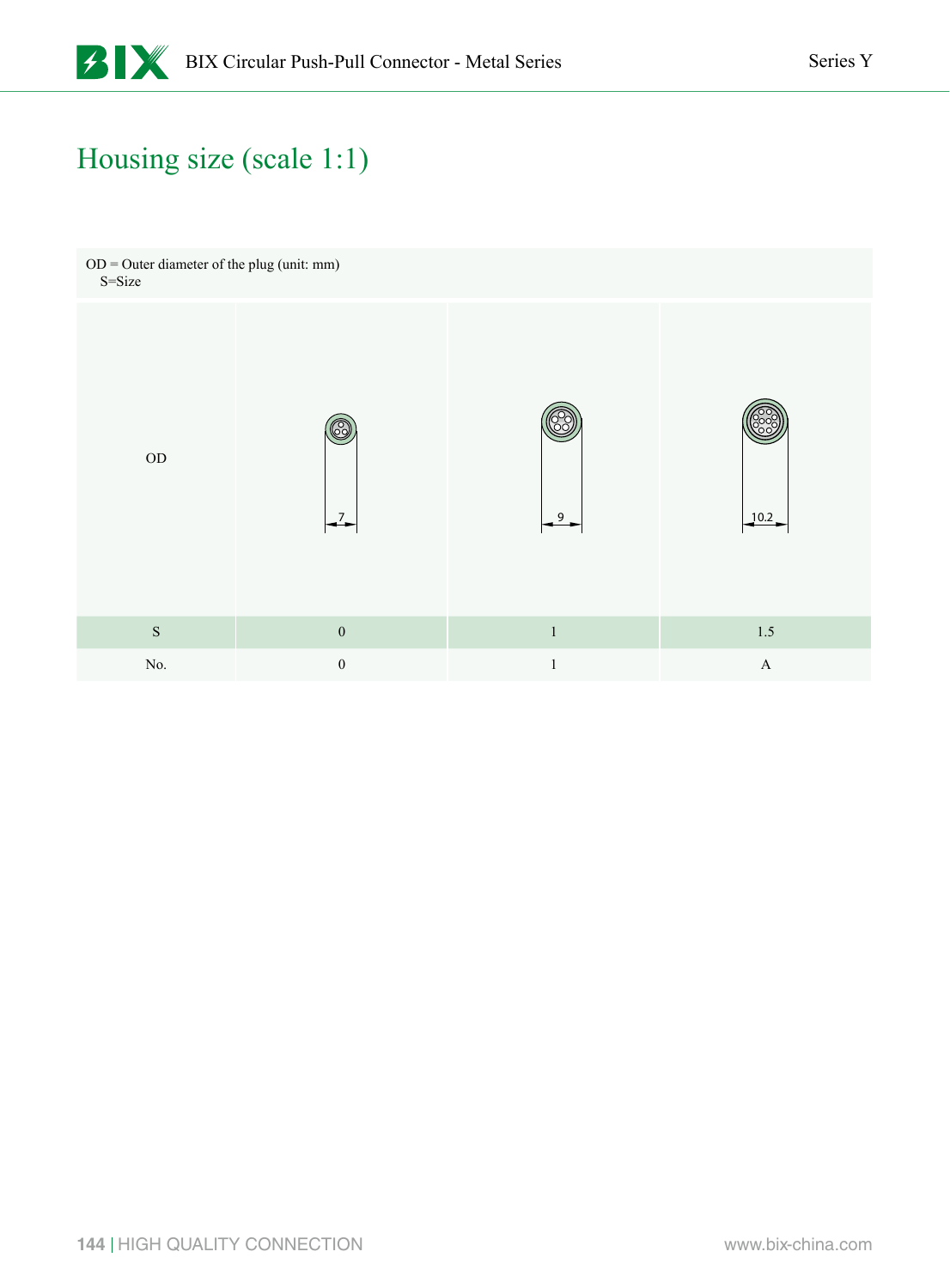# Housing size (scale 1:1)

OD = Outer diameter of the plug (unit: mm)
S=Size

| OD | 7 | 9 | 10.2 |
|---|---|---|---|
| S | 0 | 1 | 1.5 |
| No. | 0 | 1 | A |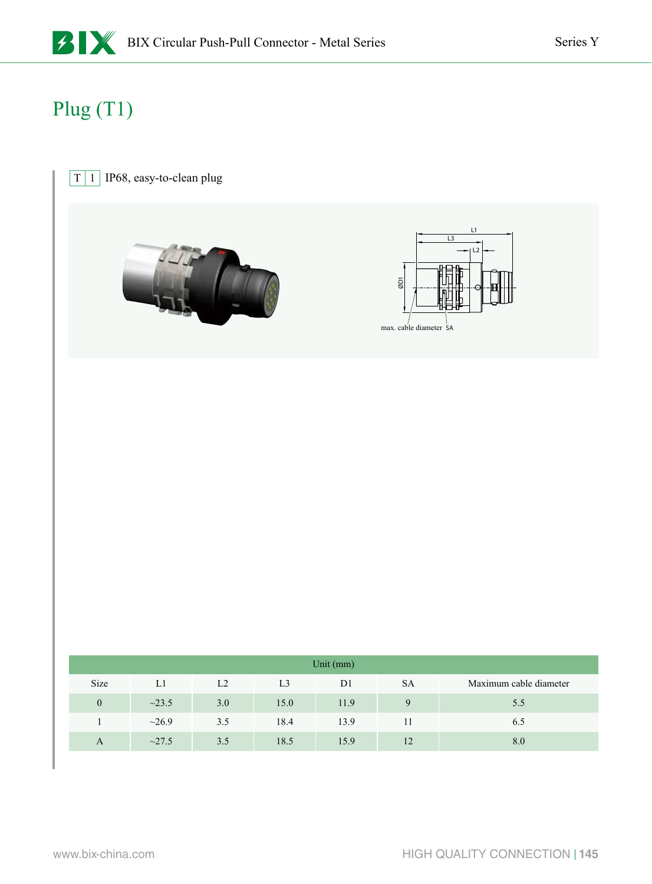# Plug (T1)

T 1 IP68, easy-to-clean plug

max. cable diameter SA

| Unit (mm) | | | | | | |
|---|---|---|---|---|---|---|
| Size | L1 | L2 | L3 | D1 | SA | Maximum cable diameter |
| 0 | ~23.5 | 3.0 | 15.0 | 11.9 | 9 | 5.5 |
| 1 | ~26.9 | 3.5 | 18.4 | 13.9 | 11 | 6.5 |
| A | ~27.5 | 3.5 | 18.5 | 15.9 | 12 | 8.0 |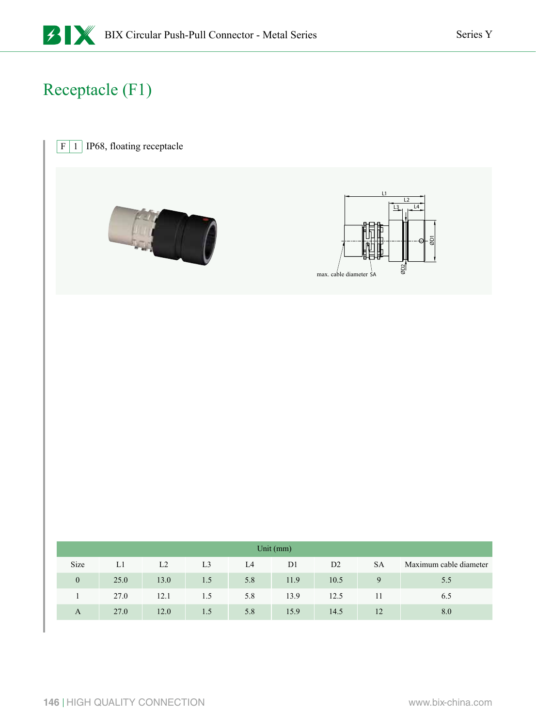# Receptacle (F1)

F 1 IP68, floating receptacle

L1 L2 L3 L4 ØD1 ØD2 max. cable diameter SA

| Unit (mm) | | | | | | | | |
|---|---|---|---|---|---|---|---|---|
| Size | L1 | L2 | L3 | L4 | D1 | D2 | SA | Maximum cable diameter |
| 0 | 25.0 | 13.0 | 1.5 | 5.8 | 11.9 | 10.5 | 9 | 5.5 |
| 1 | 27.0 | 12.1 | 1.5 | 5.8 | 13.9 | 12.5 | 11 | 6.5 |
| A | 27.0 | 12.0 | 1.5 | 5.8 | 15.9 | 14.5 | 12 | 8.0 |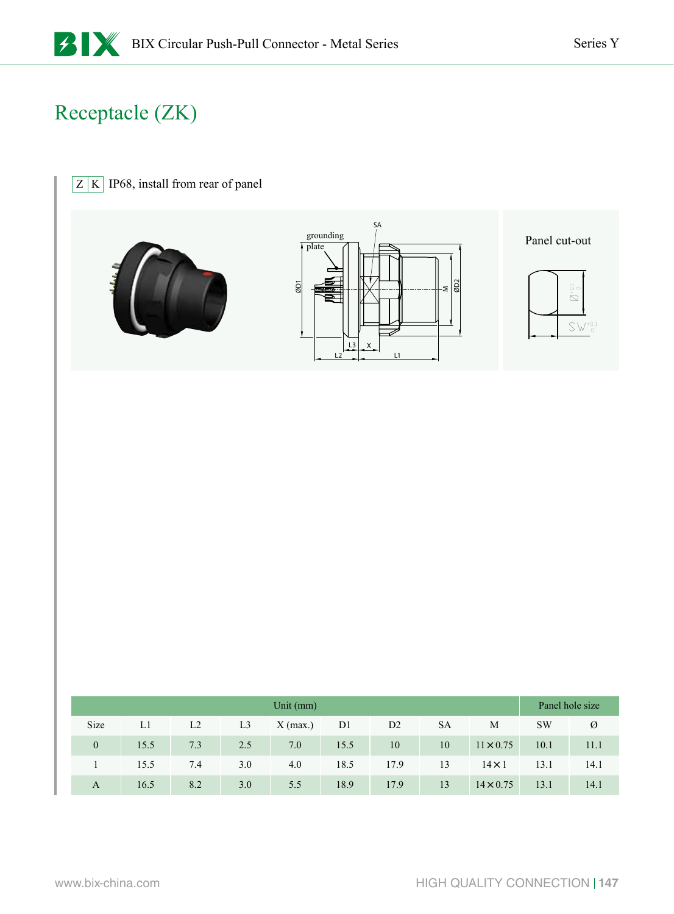# Receptacle (ZK)

Z K IP68, install from rear of panel

Panel cut-out

| Unit (mm) | | | | | | | | | Panel hole size | |
|---|---|---|---|---|---|---|---|---|---|---|
| Size | L1 | L2 | L3 | X (max.) | D1 | D2 | SA | M | SW | Ø |
| 0 | 15.5 | 7.3 | 2.5 | 7.0 | 15.5 | 10 | 10 | 11×0.75 | 10.1 | 11.1 |
| 1 | 15.5 | 7.4 | 3.0 | 4.0 | 18.5 | 17.9 | 13 | 14×1 | 13.1 | 14.1 |
| A | 16.5 | 8.2 | 3.0 | 5.5 | 18.9 | 17.9 | 13 | 14×0.75 | 13.1 | 14.1 |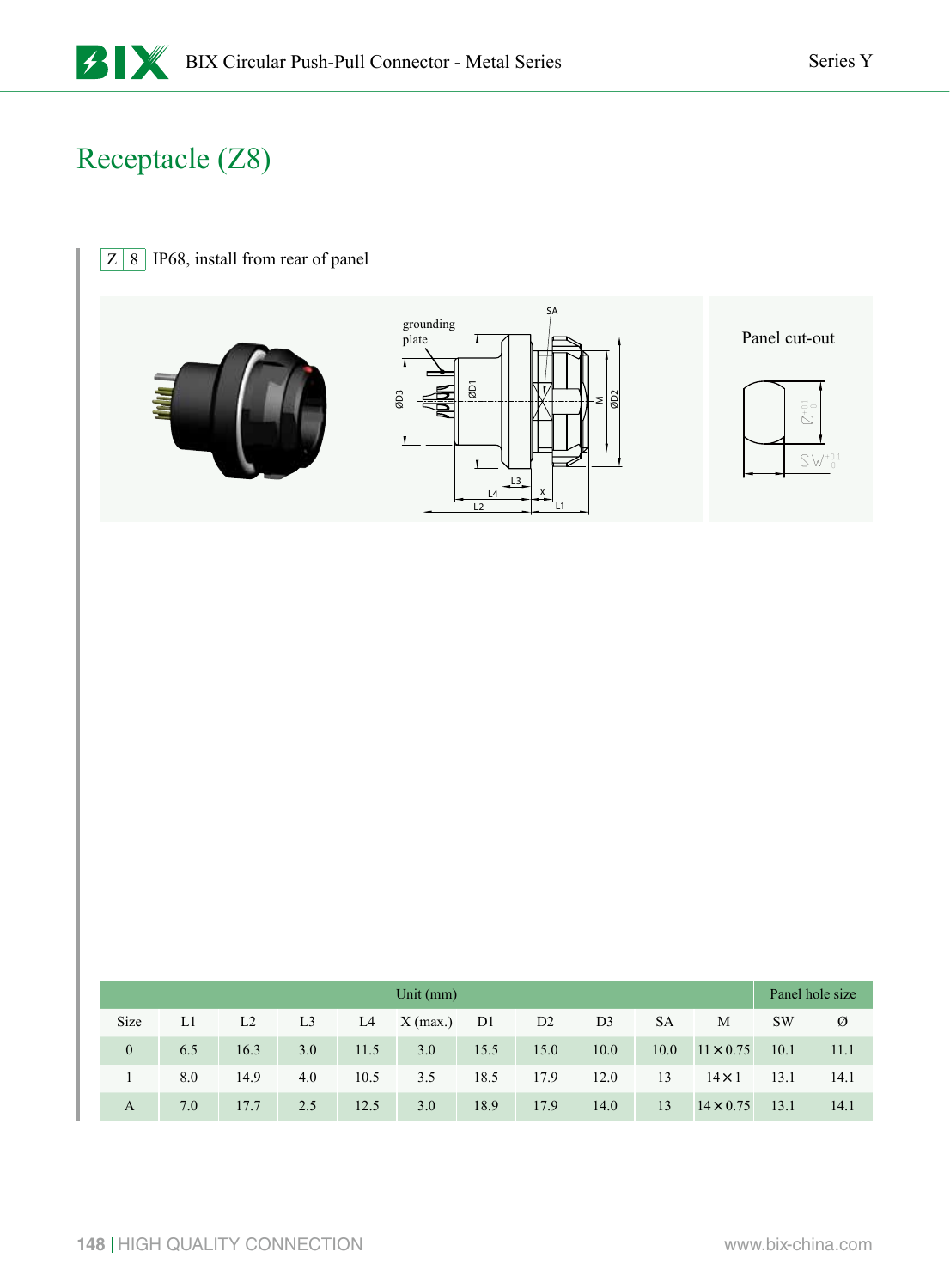# Receptacle (Z8)

Z 8 IP68, install from rear of panel

grounding plate

Panel cut-out

| Unit (mm) | | | | | | | | | | | Panel hole size | |
|---|---|---|---|---|---|---|---|---|---|---|---|---|
| Size | L1 | L2 | L3 | L4 | X (max.) | D1 | D2 | D3 | SA | M | SW | Ø |
| 0 | 6.5 | 16.3 | 3.0 | 11.5 | 3.0 | 15.5 | 15.0 | 10.0 | 10.0 | 11×0.75 | 10.1 | 11.1 |
| 1 | 8.0 | 14.9 | 4.0 | 10.5 | 3.5 | 18.5 | 17.9 | 12.0 | 13 | 14×1 | 13.1 | 14.1 |
| A | 7.0 | 17.7 | 2.5 | 12.5 | 3.0 | 18.9 | 17.9 | 14.0 | 13 | 14×0.75 | 13.1 | 14.1 |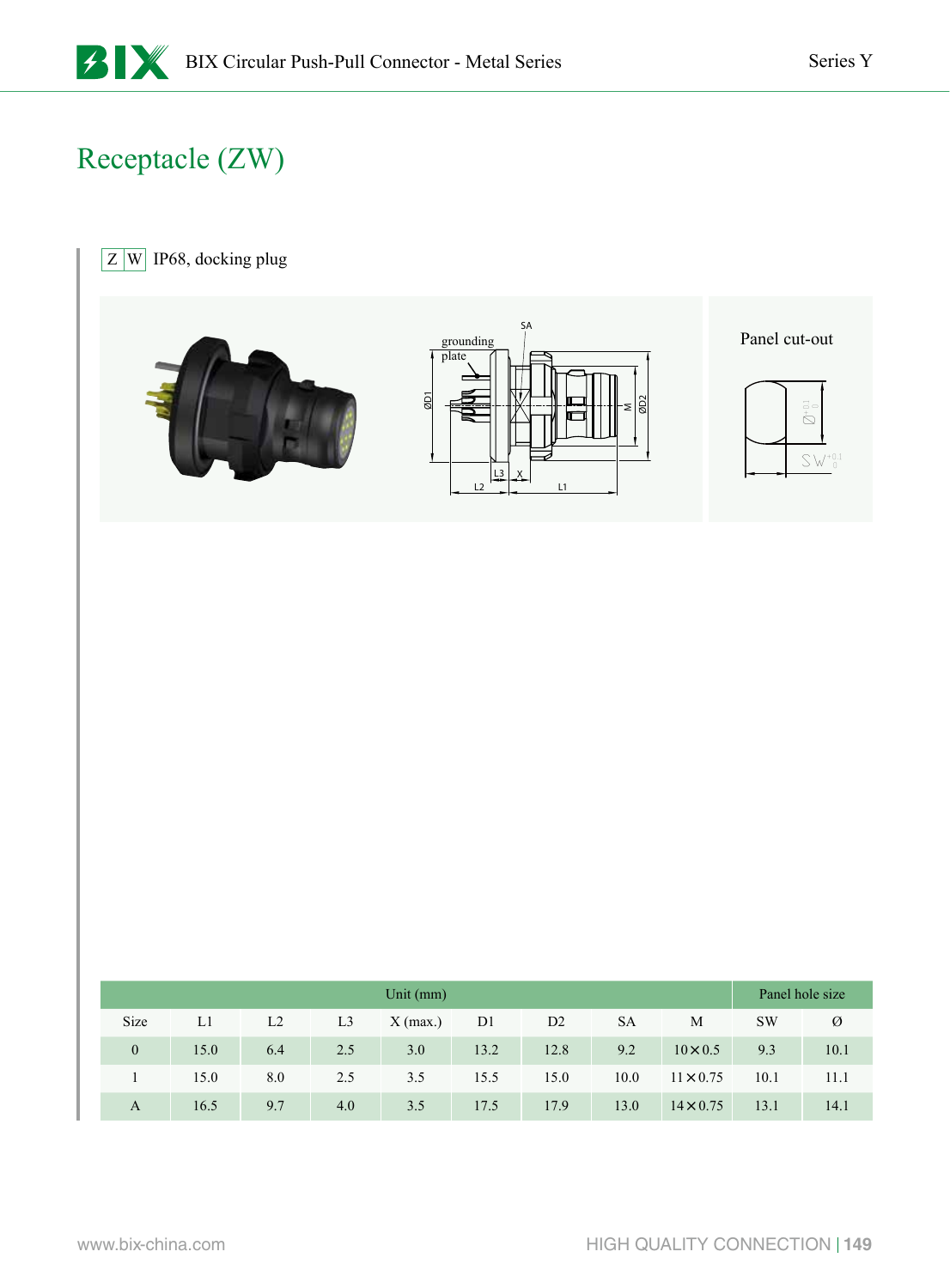# Receptacle (ZW)

Z W IP68, docking plug

Panel cut-out

| Unit (mm) | | | | | | | | | Panel hole size | |
|---|---|---|---|---|---|---|---|---|---|---|
| Size | L1 | L2 | L3 | X (max.) | D1 | D2 | SA | M | SW | Ø |
| 0 | 15.0 | 6.4 | 2.5 | 3.0 | 13.2 | 12.8 | 9.2 | 10×0.5 | 9.3 | 10.1 |
| 1 | 15.0 | 8.0 | 2.5 | 3.5 | 15.5 | 15.0 | 10.0 | 11×0.75 | 10.1 | 11.1 |
| A | 16.5 | 9.7 | 4.0 | 3.5 | 17.5 | 17.9 | 13.0 | 14×0.75 | 13.1 | 14.1 |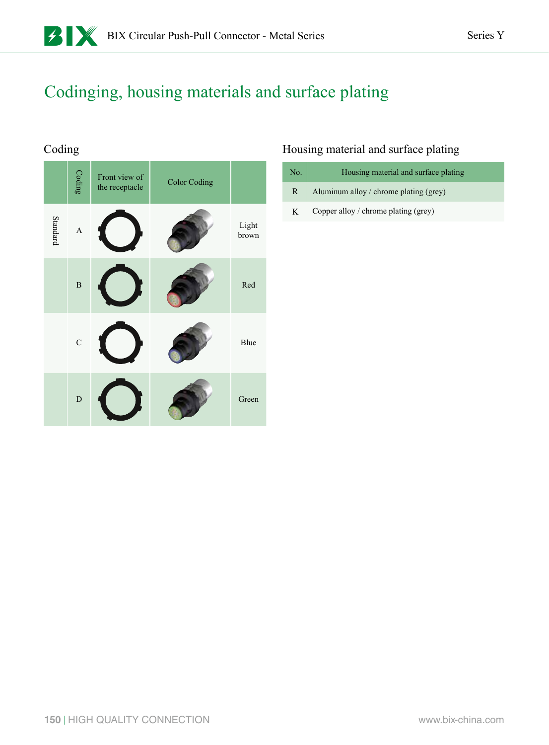# Codinging, housing materials and surface plating

## Coding

| | Coding | Front view of the receptacle | Color Coding | |
|---|---|---|---|---|
| Standard | A | | | Light brown |
| | B | | | Red |
| | C | | | Blue |
| | D | | | Green |

## Housing material and surface plating

| No. | Housing material and surface plating |
|---|---|
| R | Aluminum alloy / chrome plating (grey) |
| K | Copper alloy / chrome plating (grey) |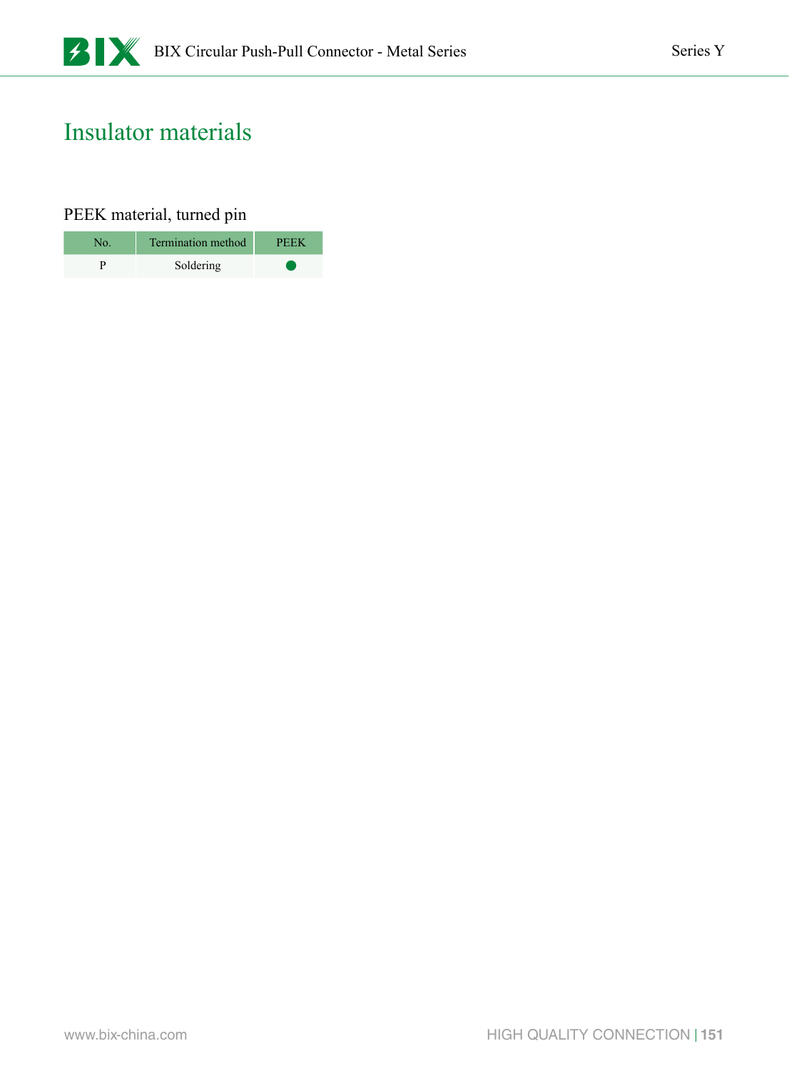# Insulator materials

## PEEK material, turned pin

| No. | Termination method | PEEK |
|---|---|---|
| P | Soldering | ● |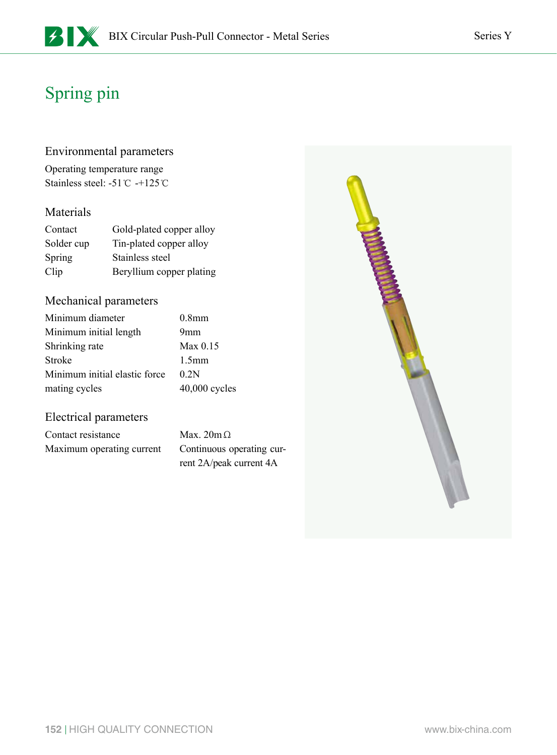# Spring pin

## Environmental parameters

Operating temperature range

Stainless steel: -51℃ -+125℃

## Materials

| | |
|---|---|
| Contact | Gold-plated copper alloy |
| Solder cup | Tin-plated copper alloy |
| Spring | Stainless steel |
| Clip | Beryllium copper plating |

## Mechanical parameters

| | |
|---|---|
| Minimum diameter | 0.8mm |
| Minimum initial length | 9mm |
| Shrinking rate | Max 0.15 |
| Stroke | 1.5mm |
| Minimum initial elastic force | 0.2N |
| mating cycles | 40,000 cycles |

## Electrical parameters

| | |
|---|---|
| Contact resistance | Max. 20mΩ |
| Maximum operating current | Continuous operating current 2A/peak current 4A |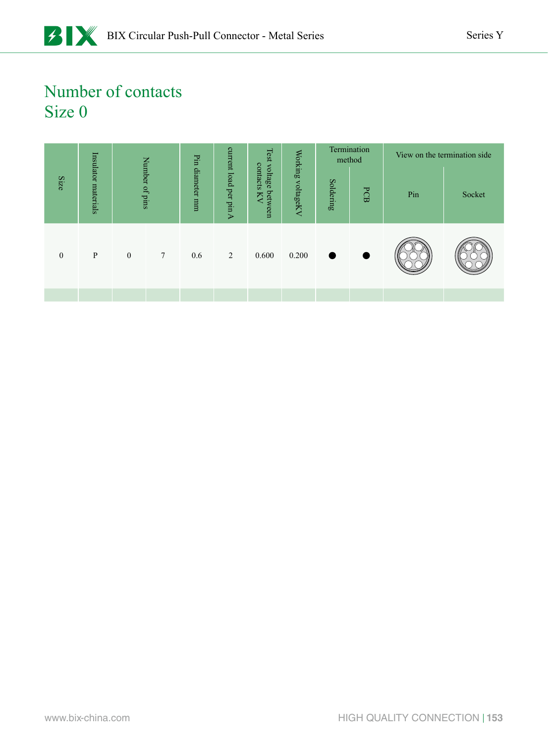# Number of contacts
## Size 0

| Size | Insulator materials | Number of pins | | Pin diameter mm | current load per pin A | Test voltage between contacts KV | Working voltageKV | Termination method | | View on the termination side | |
|---|---|---|---|---|---|---|---|---|---|---|---|
| | | | | | | | | Soldering | PCB | Pin | Socket |
| 0 | P | 0 | 7 | 0.6 | 2 | 0.600 | 0.200 | ● | ● | | |
| | | | | | | | | | | | |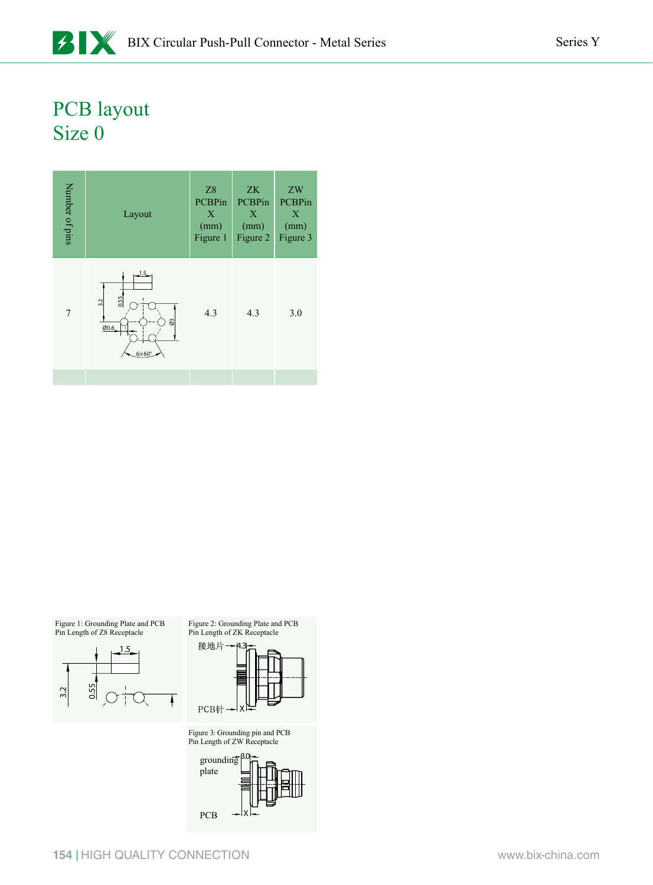# PCB layout
## Size 0

| Number of pins | Layout | Z8 PCBPin X (mm) Figure 1 | ZK PCBPin X (mm) Figure 2 | ZW PCBPin X (mm) Figure 3 |
|---|---|---|---|---|
| 7 | | 4.3 | 4.3 | 3.0 |
| | | | | |

Figure 1: Grounding Plate and PCB Pin Length of Z8 Receptacle

Figure 2: Grounding Plate and PCB Pin Length of ZK Receptacle

Figure 3: Grounding pin and PCB Pin Length of ZW Receptacle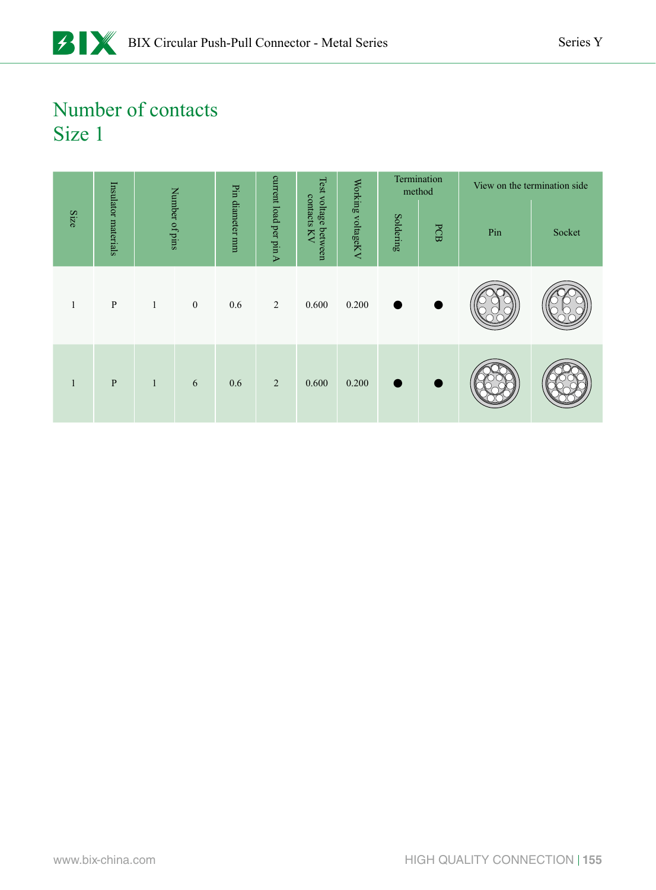# Number of contacts
## Size 1

| Size | Insulator materials | Number of pins | | Pin diameter mm | current load per pin A | Test voltage between contacts KV | Working voltageKV | Termination method | | View on the termination side | |
|---|---|---|---|---|---|---|---|---|---|---|---|
| | | | | | | | | Soldering | PCB | Pin | Socket |
| 1 | P | 1 | 0 | 0.6 | 2 | 0.600 | 0.200 | ● | ● | | |
| 1 | P | 1 | 6 | 0.6 | 2 | 0.600 | 0.200 | ● | ● | | |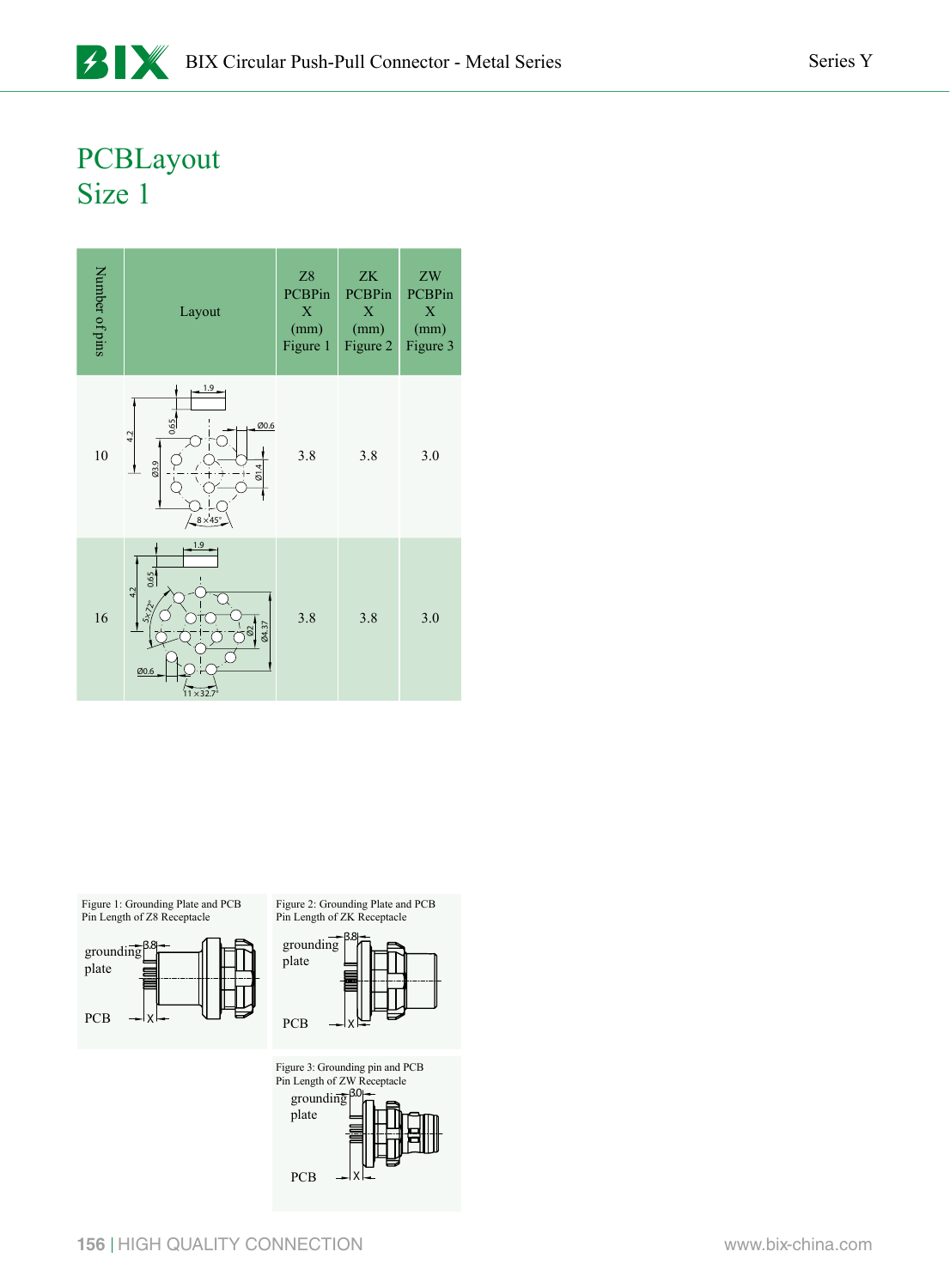# PCBLayout
# Size 1

| Number of pins | Layout | Z8 PCBPin X (mm) Figure 1 | ZK PCBPin X (mm) Figure 2 | ZW PCBPin X (mm) Figure 3 |
|---|---|---|---|---|
| 10 | 1.9, 0.65, 4.2, Ø0.6, Ø3.9, Ø1.4, 8×45° | 3.8 | 3.8 | 3.0 |
| 16 | 1.9, 0.65, 4.2, 5×72°, Ø2, Ø4.37, Ø0.6, 11×32.7° | 3.8 | 3.8 | 3.0 |

Figure 1: Grounding Plate and PCB Pin Length of Z8 Receptacle

grounding plate 3.8
PCB X

Figure 2: Grounding Plate and PCB Pin Length of ZK Receptacle

grounding plate 3.8
PCB X

Figure 3: Grounding pin and PCB Pin Length of ZW Receptacle

grounding plate 3.0
PCB X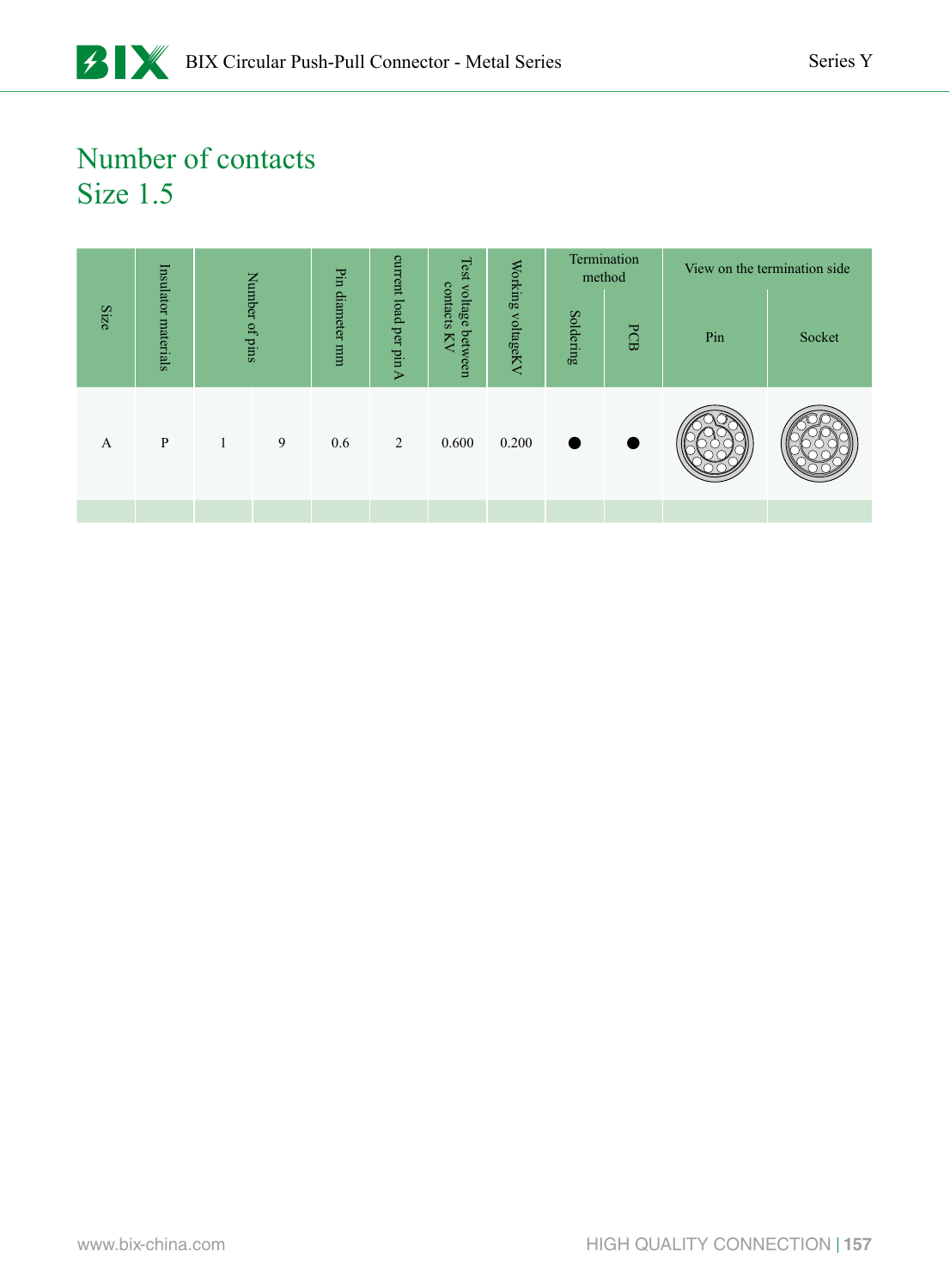# Number of contacts
# Size 1.5

| Size | Insulator materials | Number of pins | | Pin diameter mm | current load per pin A | Test voltage between contacts KV | Working voltageKV | Termination method | | View on the termination side | |
|---|---|---|---|---|---|---|---|---|---|---|---|
| | | | | | | | | Soldering | PCB | Pin | Socket |
| A | P | 1 | 9 | 0.6 | 2 | 0.600 | 0.200 | ● | ● | | |
| | | | | | | | | | | | |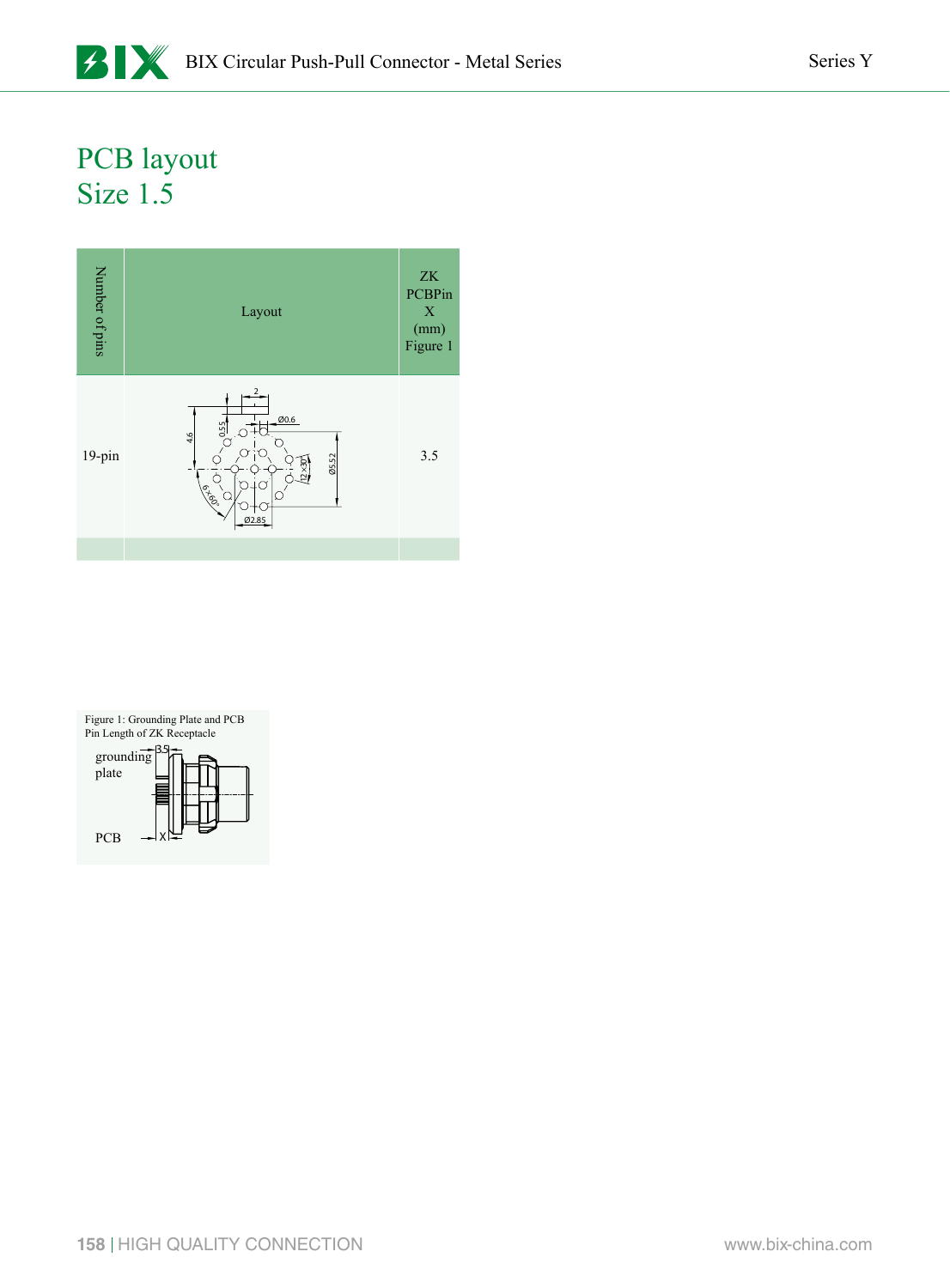# PCB layout
# Size 1.5

| Number of pins | Layout | ZK PCBPin X (mm) Figure 1 |
|---|---|---|
| 19-pin | | 3.5 |
| | | |

Figure 1: Grounding Plate and PCB Pin Length of ZK Receptacle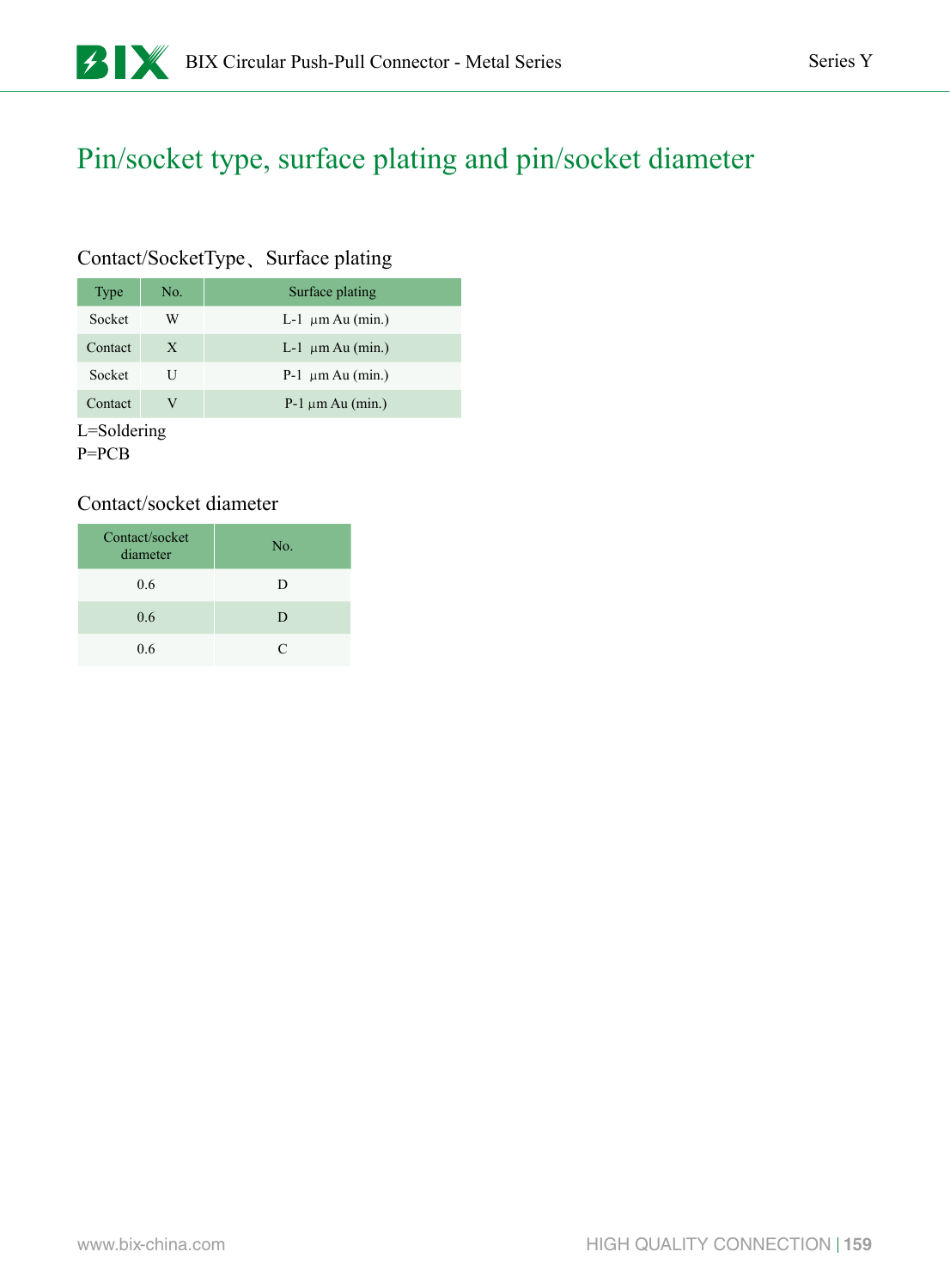# Pin/socket type, surface plating and pin/socket diameter

## Contact/SocketType、Surface plating

| Type | No. | Surface plating |
|---|---|---|
| Socket | W | L-1 µm Au (min.) |
| Contact | X | L-1 µm Au (min.) |
| Socket | U | P-1 µm Au (min.) |
| Contact | V | P-1 µm Au (min.) |

L=Soldering
P=PCB

## Contact/socket diameter

| Contact/socket diameter | No. |
|---|---|
| 0.6 | D |
| 0.6 | D |
| 0.6 | C |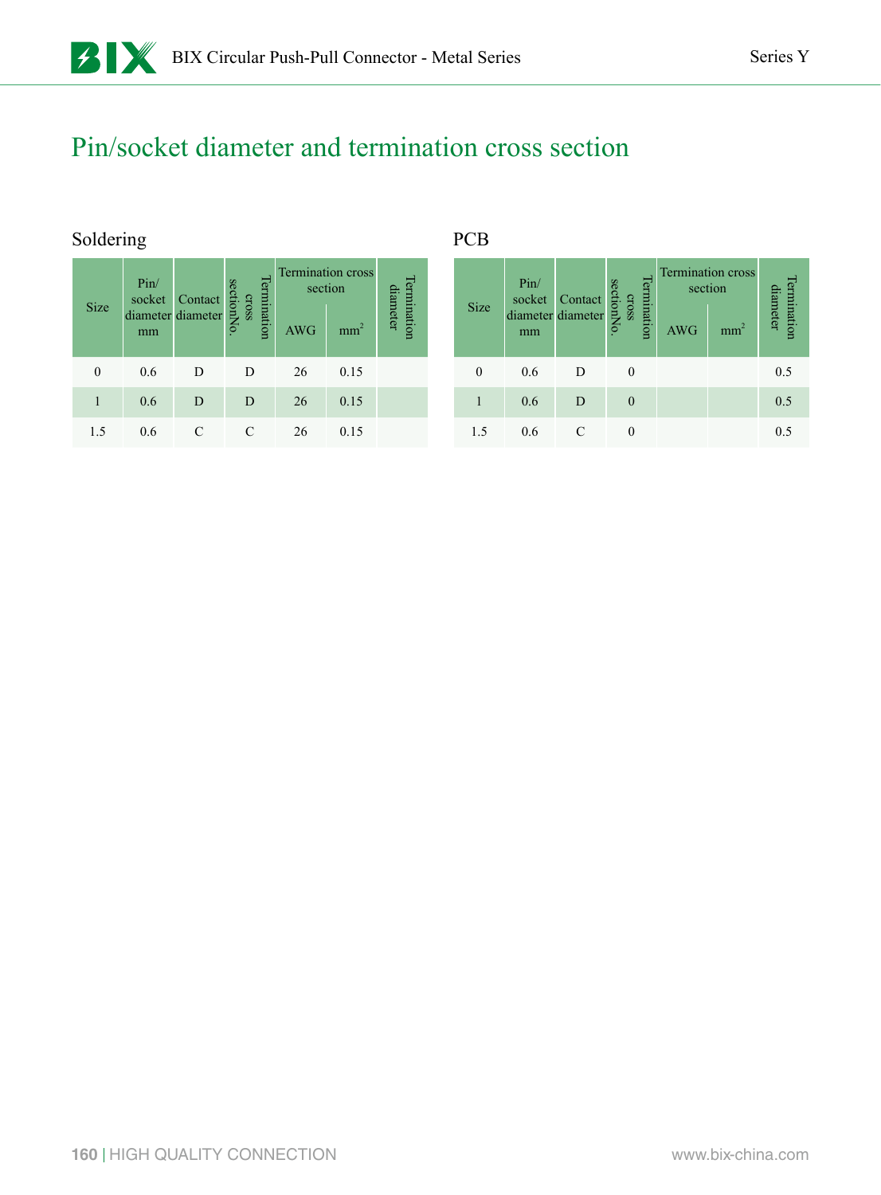# Pin/socket diameter and termination cross section

## Soldering

| Size | Pin/ socket diameter mm | Contact diameter | Termination cross sectionNo. | Termination cross section | | Termination diameter |
|---|---|---|---|---|---|---|
| | | | | AWG | $mm^2$ | |
| 0 | 0.6 | D | D | 26 | 0.15 | |
| 1 | 0.6 | D | D | 26 | 0.15 | |
| 1.5 | 0.6 | C | C | 26 | 0.15 | |

## PCB

| Size | Pin/ socket diameter mm | Contact diameter | Termination cross sectionNo. | Termination cross section | | Termination diameter |
|---|---|---|---|---|---|---|
| | | | | AWG | $mm^2$ | |
| 0 | 0.6 | D | 0 | | | 0.5 |
| 1 | 0.6 | D | 0 | | | 0.5 |
| 1.5 | 0.6 | C | 0 | | | 0.5 |